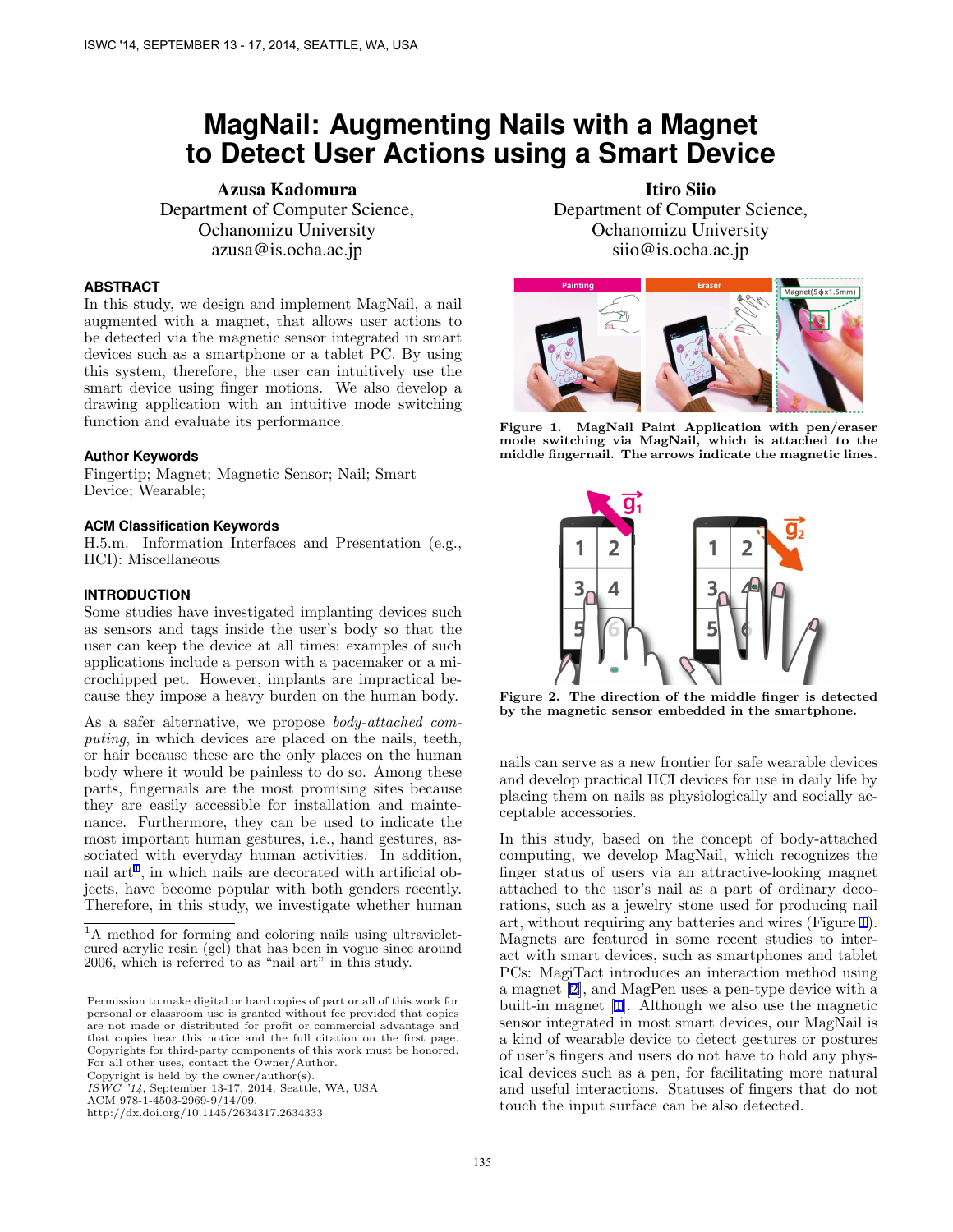# MagNail: Augmenting Nails with a Magnet to Detect User Actions using a Smart Device

**Azusa Kadomura**
Department of Computer Science,
Ochanomizu University
azusa@is.ocha.ac.jp

**Itiro Siio**
Department of Computer Science,
Ochanomizu University
siio@is.ocha.ac.jp

## ABSTRACT

In this study, we design and implement MagNail, a nail augmented with a magnet, that allows user actions to be detected via the magnetic sensor integrated in smart devices such as a smartphone or a tablet PC. By using this system, therefore, the user can intuitively use the smart device using finger motions. We also develop a drawing application with an intuitive mode switching function and evaluate its performance.

### Author Keywords

Fingertip; Magnet; Magnetic Sensor; Nail; Smart Device; Wearable;

### ACM Classification Keywords

H.5.m. Information Interfaces and Presentation (e.g., HCI): Miscellaneous

## INTRODUCTION

Some studies have investigated implanting devices such as sensors and tags inside the user's body so that the user can keep the device at all times; examples of such applications include a person with a pacemaker or a microchipped pet. However, implants are impractical because they impose a heavy burden on the human body.

As a safer alternative, we propose *body-attached computing*, in which devices are placed on the nails, teeth, or hair because these are the only places on the human body where it would be painless to do so. Among these parts, fingernails are the most promising sites because they are easily accessible for installation and maintenance. Furthermore, they can be used to indicate the most important human gestures, i.e., hand gestures, associated with everyday human activities. In addition, nail art[1], in which nails are decorated with artificial objects, have become popular with both genders recently. Therefore, in this study, we investigate whether human nails can serve as a new frontier for safe wearable devices and develop practical HCI devices for use in daily life by placing them on nails as physiologically and socially acceptable accessories.

In this study, based on the concept of body-attached computing, we develop MagNail, which recognizes the finger status of users via an attractive-looking magnet attached to the user's nail as a part of ordinary decorations, such as a jewelry stone used for producing nail art, without requiring any batteries and wires (Figure 1). Magnets are featured in some recent studies to interact with smart devices, such as smartphones and tablet PCs: MagiTact introduces an interaction method using a magnet [2], and MagPen uses a pen-type device with a built-in magnet [1]. Although we also use the magnetic sensor integrated in most smart devices, our MagNail is a kind of wearable device to detect gestures or postures of user's fingers and users do not have to hold any physical devices such as a pen, for facilitating more natural and useful interactions. Statuses of fingers that do not touch the input surface can be also detected.

**Figure 1. MagNail Paint Application with pen/eraser mode switching via MagNail, which is attached to the middle fingernail. The arrows indicate the magnetic lines.**

**Figure 2. The direction of the middle finger is detected by the magnetic sensor embedded in the smartphone.**

[1]A method for forming and coloring nails using ultraviolet-cured acrylic resin (gel) that has been in vogue since around 2006, which is referred to as "nail art" in this study.

Permission to make digital or hard copies of part or all of this work for personal or classroom use is granted without fee provided that copies are not made or distributed for profit or commercial advantage and that copies bear this notice and the full citation on the first page. Copyrights for third-party components of this work must be honored. For all other uses, contact the Owner/Author.
Copyright is held by the owner/author(s).
*ISWC '14*, September 13-17, 2014, Seattle, WA, USA
ACM 978-1-4503-2969-9/14/09.
http://dx.doi.org/10.1145/2634317.2634333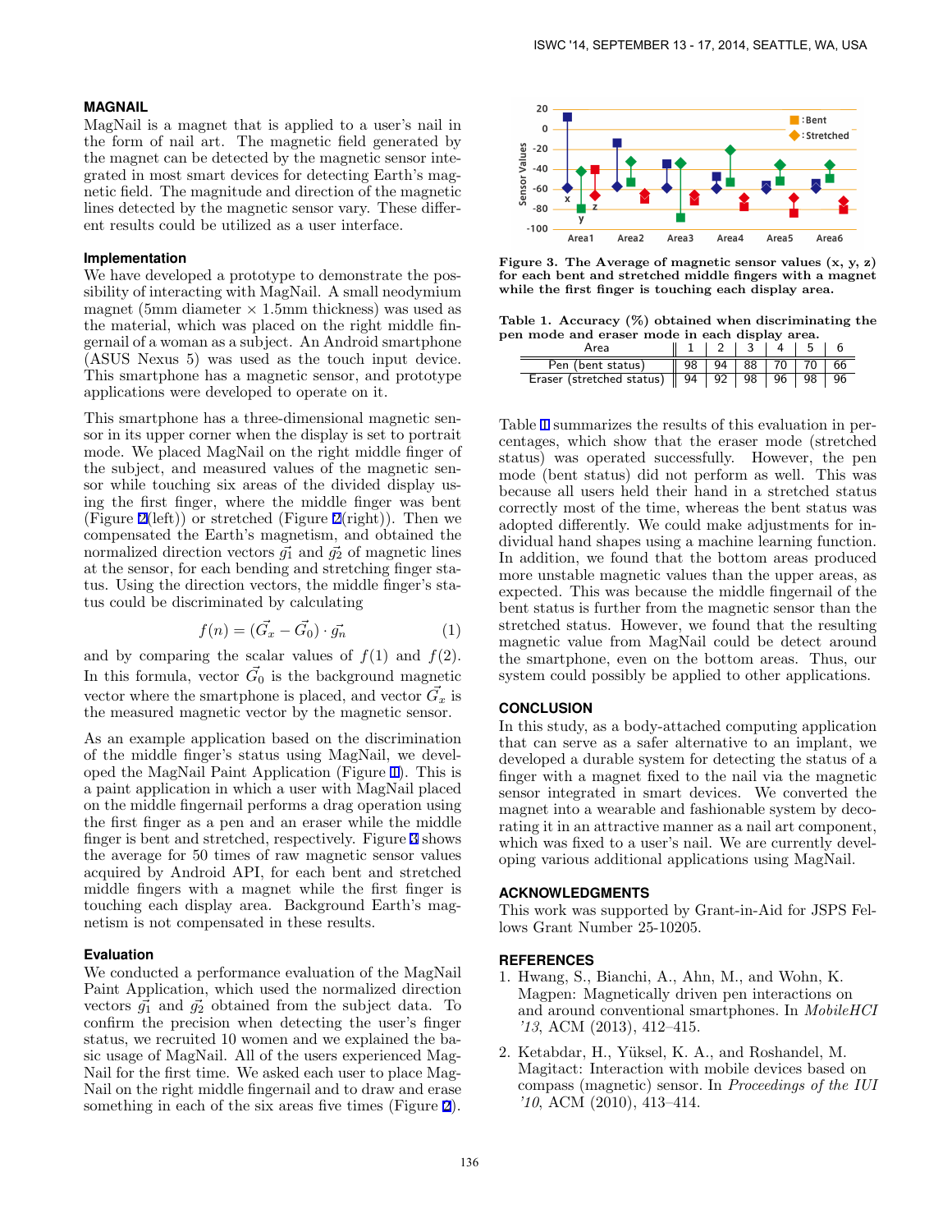## MAGNAIL

MagNail is a magnet that is applied to a user's nail in the form of nail art. The magnetic field generated by the magnet can be detected by the magnetic sensor integrated in most smart devices for detecting Earth's magnetic field. The magnitude and direction of the magnetic lines detected by the magnetic sensor vary. These different results could be utilized as a user interface.

### Implementation

We have developed a prototype to demonstrate the possibility of interacting with MagNail. A small neodymium magnet (5mm diameter × 1.5mm thickness) was used as the material, which was placed on the right middle fingernail of a woman as a subject. An Android smartphone (ASUS Nexus 5) was used as the touch input device. This smartphone has a magnetic sensor, and prototype applications were developed to operate on it.

This smartphone has a three-dimensional magnetic sensor in its upper corner when the display is set to portrait mode. We placed MagNail on the right middle finger of the subject, and measured values of the magnetic sensor while touching six areas of the divided display using the first finger, where the middle finger was bent (Figure 2(left)) or stretched (Figure 2(right)). Then we compensated the Earth's magnetism, and obtained the normalized direction vectors $\vec{g_1}$ and $\vec{g_2}$ of magnetic lines at the sensor, for each bending and stretching finger status. Using the direction vectors, the middle finger's status could be discriminated by calculating

$$f(n) = (\vec{G_x} - \vec{G_0}) \cdot \vec{g_n} \tag{1}$$

and by comparing the scalar values of $f(1)$ and $f(2)$. In this formula, vector $\vec{G_0}$ is the background magnetic vector where the smartphone is placed, and vector $\vec{G_x}$ is the measured magnetic vector by the magnetic sensor.

As an example application based on the discrimination of the middle finger's status using MagNail, we developed the MagNail Paint Application (Figure 1). This is a paint application in which a user with MagNail placed on the middle fingernail performs a drag operation using the first finger as a pen and an eraser while the middle finger is bent and stretched, respectively. Figure 3 shows the average for 50 times of raw magnetic sensor values acquired by Android API, for each bent and stretched middle fingers with a magnet while the first finger is touching each display area. Background Earth's magnetism is not compensated in these results.

### Evaluation

We conducted a performance evaluation of the MagNail Paint Application, which used the normalized direction vectors $\vec{g_1}$ and $\vec{g_2}$ obtained from the subject data. To confirm the precision when detecting the user's finger status, we recruited 10 women and we explained the basic usage of MagNail. All of the users experienced MagNail for the first time. We asked each user to place MagNail on the right middle fingernail and to draw and erase something in each of the six areas five times (Figure 2).

20
0
-20
-40
-60
-80
-100
Sensor Values
Area1 Area2 Area3 Area4 Area5 Area6
x y z
■ :Bent
◆ :Stretched

**Figure 3. The Average of magnetic sensor values (x, y, z) for each bent and stretched middle fingers with a magnet while the first finger is touching each display area.**

**Table 1. Accuracy (%) obtained when discriminating the pen mode and eraser mode in each display area.**

| Area | 1 | 2 | 3 | 4 | 5 | 6 |
|---|---|---|---|---|---|---|
| Pen (bent status) | 98 | 94 | 88 | 70 | 70 | 66 |
| Eraser (stretched status) | 94 | 92 | 98 | 96 | 98 | 96 |

Table 1 summarizes the results of this evaluation in percentages, which show that the eraser mode (stretched status) was operated successfully. However, the pen mode (bent status) did not perform as well. This was because all users held their hand in a stretched status correctly most of the time, whereas the bent status was adopted differently. We could make adjustments for individual hand shapes using a machine learning function. In addition, we found that the bottom areas produced more unstable magnetic values than the upper areas, as expected. This was because the middle fingernail of the bent status is further from the magnetic sensor than the stretched status. However, we found that the resulting magnetic value from MagNail could be detect around the smartphone, even on the bottom areas. Thus, our system could possibly be applied to other applications.

## CONCLUSION

In this study, as a body-attached computing application that can serve as a safer alternative to an implant, we developed a durable system for detecting the status of a finger with a magnet fixed to the nail via the magnetic sensor integrated in smart devices. We converted the magnet into a wearable and fashionable system by decorating it in an attractive manner as a nail art component, which was fixed to a user's nail. We are currently developing various additional applications using MagNail.

## ACKNOWLEDGMENTS

This work was supported by Grant-in-Aid for JSPS Fellows Grant Number 25-10205.

## REFERENCES

1. Hwang, S., Bianchi, A., Ahn, M., and Wohn, K. Magpen: Magnetically driven pen interactions on and around conventional smartphones. In *MobileHCI '13*, ACM (2013), 412–415.
2. Ketabdar, H., Yüksel, K. A., and Roshandel, M. Magitact: Interaction with mobile devices based on compass (magnetic) sensor. In *Proceedings of the IUI '10*, ACM (2010), 413–414.